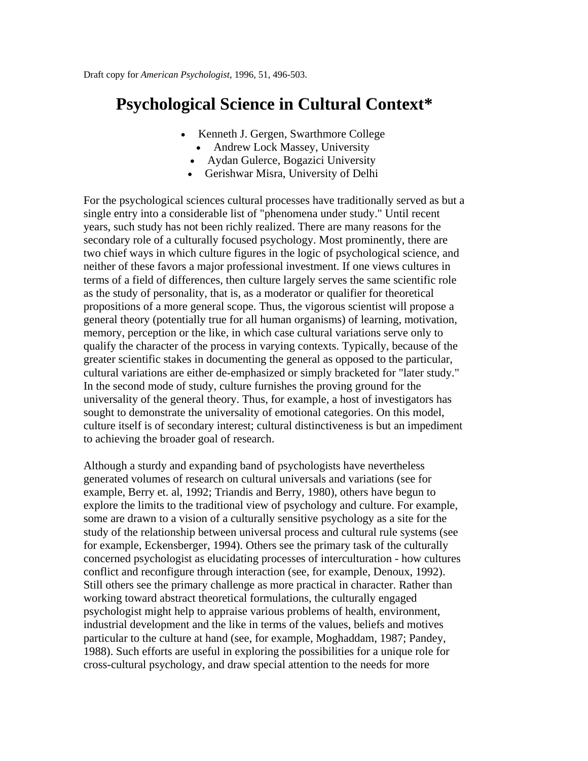Draft copy for *American Psychologist*, 1996, 51, 496-503.

# Psychological Science in Cultural Context*

- Kenneth J. Gergen, Swarthmore College
- Andrew Lock Massey, University
- Aydan Gulerce, Bogazici University
- Gerishwar Misra, University of Delhi

For the psychological sciences cultural processes have traditionally served as but a single entry into a considerable list of "phenomena under study." Until recent years, such study has not been richly realized. There are many reasons for the secondary role of a culturally focused psychology. Most prominently, there are two chief ways in which culture figures in the logic of psychological science, and neither of these favors a major professional investment. If one views cultures in terms of a field of differences, then culture largely serves the same scientific role as the study of personality, that is, as a moderator or qualifier for theoretical propositions of a more general scope. Thus, the vigorous scientist will propose a general theory (potentially true for all human organisms) of learning, motivation, memory, perception or the like, in which case cultural variations serve only to qualify the character of the process in varying contexts. Typically, because of the greater scientific stakes in documenting the general as opposed to the particular, cultural variations are either de-emphasized or simply bracketed for "later study." In the second mode of study, culture furnishes the proving ground for the universality of the general theory. Thus, for example, a host of investigators has sought to demonstrate the universality of emotional categories. On this model, culture itself is of secondary interest; cultural distinctiveness is but an impediment to achieving the broader goal of research.

Although a sturdy and expanding band of psychologists have nevertheless generated volumes of research on cultural universals and variations (see for example, Berry et. al, 1992; Triandis and Berry, 1980), others have begun to explore the limits to the traditional view of psychology and culture. For example, some are drawn to a vision of a culturally sensitive psychology as a site for the study of the relationship between universal process and cultural rule systems (see for example, Eckensberger, 1994). Others see the primary task of the culturally concerned psychologist as elucidating processes of interculturation - how cultures conflict and reconfigure through interaction (see, for example, Denoux, 1992). Still others see the primary challenge as more practical in character. Rather than working toward abstract theoretical formulations, the culturally engaged psychologist might help to appraise various problems of health, environment, industrial development and the like in terms of the values, beliefs and motives particular to the culture at hand (see, for example, Moghaddam, 1987; Pandey, 1988). Such efforts are useful in exploring the possibilities for a unique role for cross-cultural psychology, and draw special attention to the needs for more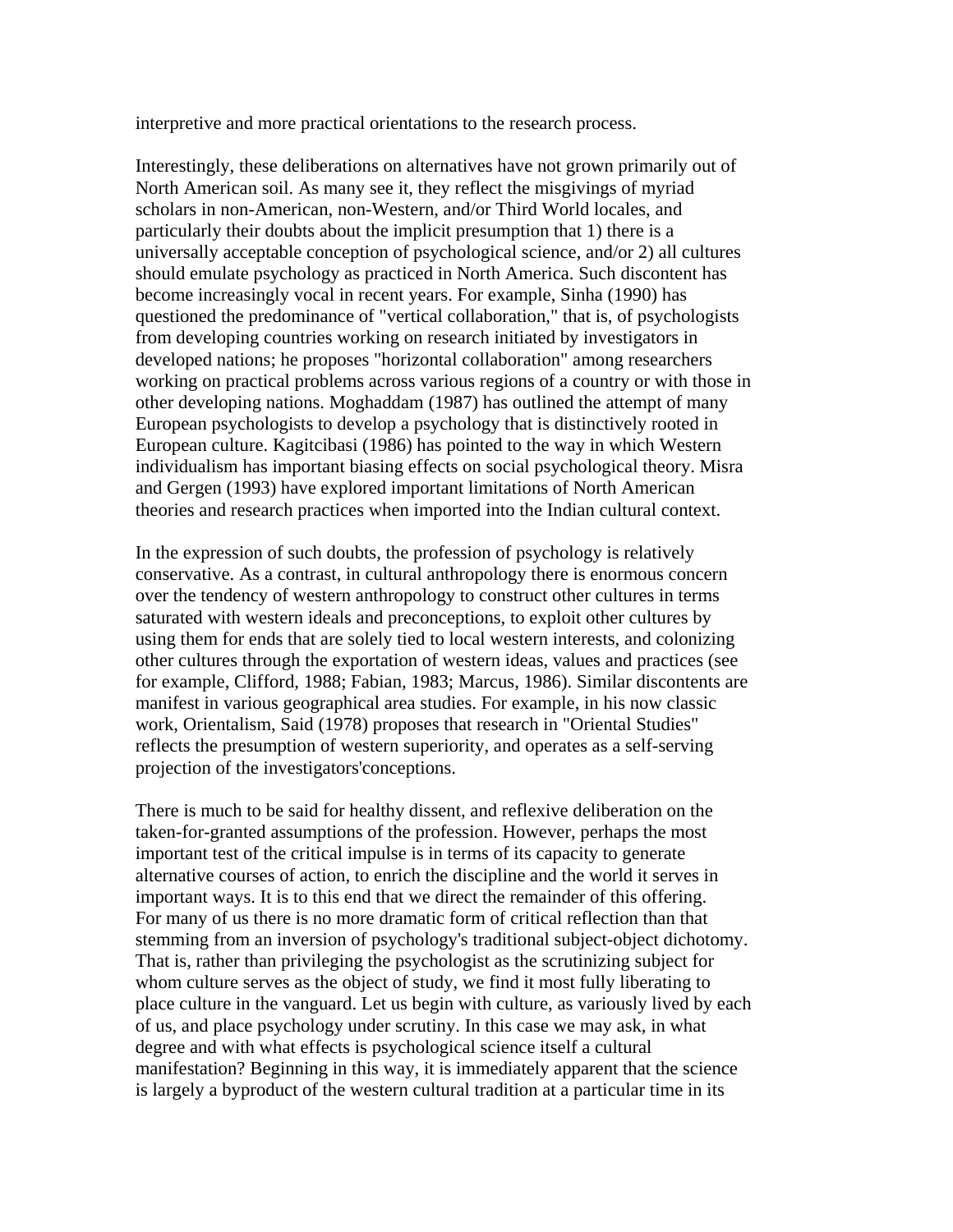interpretive and more practical orientations to the research process.

Interestingly, these deliberations on alternatives have not grown primarily out of North American soil. As many see it, they reflect the misgivings of myriad scholars in non-American, non-Western, and/or Third World locales, and particularly their doubts about the implicit presumption that 1) there is a universally acceptable conception of psychological science, and/or 2) all cultures should emulate psychology as practiced in North America. Such discontent has become increasingly vocal in recent years. For example, Sinha (1990) has questioned the predominance of "vertical collaboration," that is, of psychologists from developing countries working on research initiated by investigators in developed nations; he proposes "horizontal collaboration" among researchers working on practical problems across various regions of a country or with those in other developing nations. Moghaddam (1987) has outlined the attempt of many European psychologists to develop a psychology that is distinctively rooted in European culture. Kagitcibasi (1986) has pointed to the way in which Western individualism has important biasing effects on social psychological theory. Misra and Gergen (1993) have explored important limitations of North American theories and research practices when imported into the Indian cultural context.

In the expression of such doubts, the profession of psychology is relatively conservative. As a contrast, in cultural anthropology there is enormous concern over the tendency of western anthropology to construct other cultures in terms saturated with western ideals and preconceptions, to exploit other cultures by using them for ends that are solely tied to local western interests, and colonizing other cultures through the exportation of western ideas, values and practices (see for example, Clifford, 1988; Fabian, 1983; Marcus, 1986). Similar discontents are manifest in various geographical area studies. For example, in his now classic work, Orientalism, Said (1978) proposes that research in "Oriental Studies" reflects the presumption of western superiority, and operates as a self-serving projection of the investigators'conceptions.

There is much to be said for healthy dissent, and reflexive deliberation on the taken-for-granted assumptions of the profession. However, perhaps the most important test of the critical impulse is in terms of its capacity to generate alternative courses of action, to enrich the discipline and the world it serves in important ways. It is to this end that we direct the remainder of this offering. For many of us there is no more dramatic form of critical reflection than that stemming from an inversion of psychology's traditional subject-object dichotomy. That is, rather than privileging the psychologist as the scrutinizing subject for whom culture serves as the object of study, we find it most fully liberating to place culture in the vanguard. Let us begin with culture, as variously lived by each of us, and place psychology under scrutiny. In this case we may ask, in what degree and with what effects is psychological science itself a cultural manifestation? Beginning in this way, it is immediately apparent that the science is largely a byproduct of the western cultural tradition at a particular time in its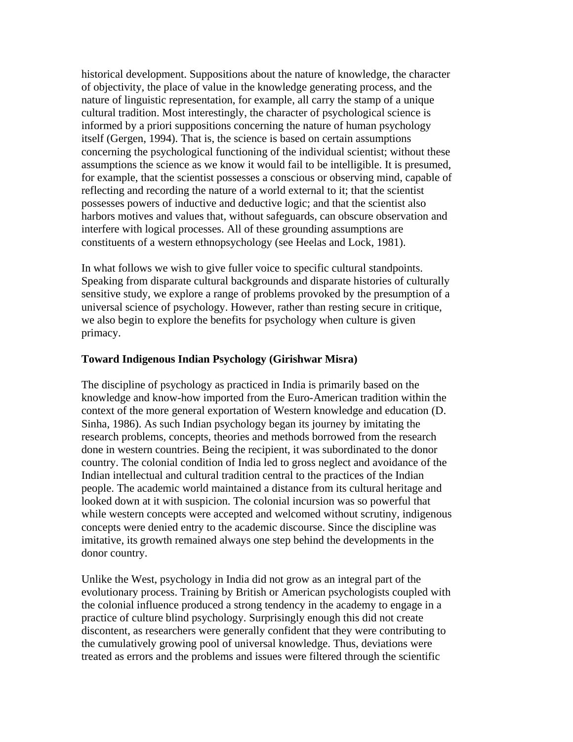historical development. Suppositions about the nature of knowledge, the character of objectivity, the place of value in the knowledge generating process, and the nature of linguistic representation, for example, all carry the stamp of a unique cultural tradition. Most interestingly, the character of psychological science is informed by a priori suppositions concerning the nature of human psychology itself (Gergen, 1994). That is, the science is based on certain assumptions concerning the psychological functioning of the individual scientist; without these assumptions the science as we know it would fail to be intelligible. It is presumed, for example, that the scientist possesses a conscious or observing mind, capable of reflecting and recording the nature of a world external to it; that the scientist possesses powers of inductive and deductive logic; and that the scientist also harbors motives and values that, without safeguards, can obscure observation and interfere with logical processes. All of these grounding assumptions are constituents of a western ethnopsychology (see Heelas and Lock, 1981).

In what follows we wish to give fuller voice to specific cultural standpoints. Speaking from disparate cultural backgrounds and disparate histories of culturally sensitive study, we explore a range of problems provoked by the presumption of a universal science of psychology. However, rather than resting secure in critique, we also begin to explore the benefits for psychology when culture is given primacy.

**Toward Indigenous Indian Psychology (Girishwar Misra)**

The discipline of psychology as practiced in India is primarily based on the knowledge and know-how imported from the Euro-American tradition within the context of the more general exportation of Western knowledge and education (D. Sinha, 1986). As such Indian psychology began its journey by imitating the research problems, concepts, theories and methods borrowed from the research done in western countries. Being the recipient, it was subordinated to the donor country. The colonial condition of India led to gross neglect and avoidance of the Indian intellectual and cultural tradition central to the practices of the Indian people. The academic world maintained a distance from its cultural heritage and looked down at it with suspicion. The colonial incursion was so powerful that while western concepts were accepted and welcomed without scrutiny, indigenous concepts were denied entry to the academic discourse. Since the discipline was imitative, its growth remained always one step behind the developments in the donor country.

Unlike the West, psychology in India did not grow as an integral part of the evolutionary process. Training by British or American psychologists coupled with the colonial influence produced a strong tendency in the academy to engage in a practice of culture blind psychology. Surprisingly enough this did not create discontent, as researchers were generally confident that they were contributing to the cumulatively growing pool of universal knowledge. Thus, deviations were treated as errors and the problems and issues were filtered through the scientific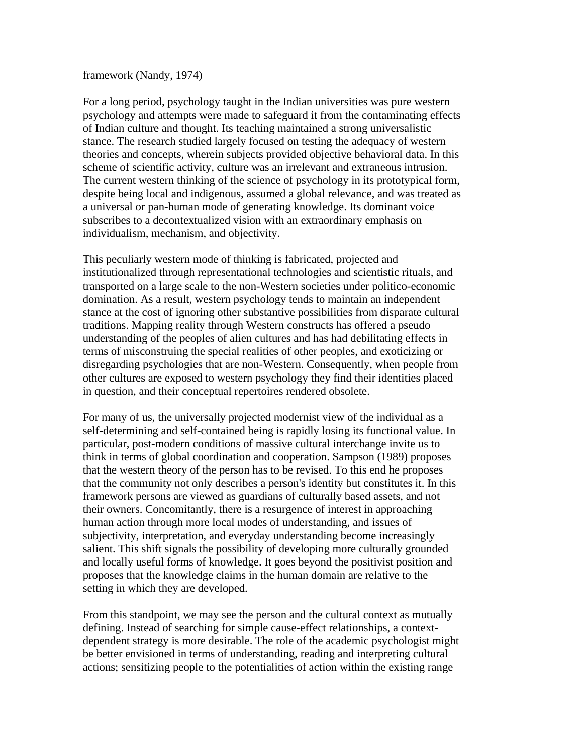framework (Nandy, 1974)

For a long period, psychology taught in the Indian universities was pure western psychology and attempts were made to safeguard it from the contaminating effects of Indian culture and thought. Its teaching maintained a strong universalistic stance. The research studied largely focused on testing the adequacy of western theories and concepts, wherein subjects provided objective behavioral data. In this scheme of scientific activity, culture was an irrelevant and extraneous intrusion. The current western thinking of the science of psychology in its prototypical form, despite being local and indigenous, assumed a global relevance, and was treated as a universal or pan-human mode of generating knowledge. Its dominant voice subscribes to a decontextualized vision with an extraordinary emphasis on individualism, mechanism, and objectivity.

This peculiarly western mode of thinking is fabricated, projected and institutionalized through representational technologies and scientistic rituals, and transported on a large scale to the non-Western societies under politico-economic domination. As a result, western psychology tends to maintain an independent stance at the cost of ignoring other substantive possibilities from disparate cultural traditions. Mapping reality through Western constructs has offered a pseudo understanding of the peoples of alien cultures and has had debilitating effects in terms of misconstruing the special realities of other peoples, and exoticizing or disregarding psychologies that are non-Western. Consequently, when people from other cultures are exposed to western psychology they find their identities placed in question, and their conceptual repertoires rendered obsolete.

For many of us, the universally projected modernist view of the individual as a self-determining and self-contained being is rapidly losing its functional value. In particular, post-modern conditions of massive cultural interchange invite us to think in terms of global coordination and cooperation. Sampson (1989) proposes that the western theory of the person has to be revised. To this end he proposes that the community not only describes a person's identity but constitutes it. In this framework persons are viewed as guardians of culturally based assets, and not their owners. Concomitantly, there is a resurgence of interest in approaching human action through more local modes of understanding, and issues of subjectivity, interpretation, and everyday understanding become increasingly salient. This shift signals the possibility of developing more culturally grounded and locally useful forms of knowledge. It goes beyond the positivist position and proposes that the knowledge claims in the human domain are relative to the setting in which they are developed.

From this standpoint, we may see the person and the cultural context as mutually defining. Instead of searching for simple cause-effect relationships, a context-dependent strategy is more desirable. The role of the academic psychologist might be better envisioned in terms of understanding, reading and interpreting cultural actions; sensitizing people to the potentialities of action within the existing range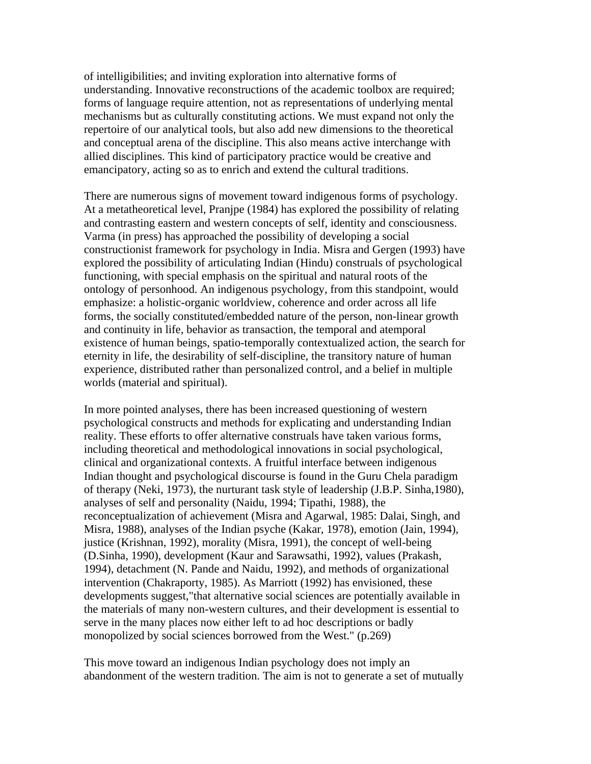of intelligibilities; and inviting exploration into alternative forms of understanding. Innovative reconstructions of the academic toolbox are required; forms of language require attention, not as representations of underlying mental mechanisms but as culturally constituting actions. We must expand not only the repertoire of our analytical tools, but also add new dimensions to the theoretical and conceptual arena of the discipline. This also means active interchange with allied disciplines. This kind of participatory practice would be creative and emancipatory, acting so as to enrich and extend the cultural traditions.

There are numerous signs of movement toward indigenous forms of psychology. At a metatheoretical level, Pranjpe (1984) has explored the possibility of relating and contrasting eastern and western concepts of self, identity and consciousness. Varma (in press) has approached the possibility of developing a social constructionist framework for psychology in India. Misra and Gergen (1993) have explored the possibility of articulating Indian (Hindu) construals of psychological functioning, with special emphasis on the spiritual and natural roots of the ontology of personhood. An indigenous psychology, from this standpoint, would emphasize: a holistic-organic worldview, coherence and order across all life forms, the socially constituted/embedded nature of the person, non-linear growth and continuity in life, behavior as transaction, the temporal and atemporal existence of human beings, spatio-temporally contextualized action, the search for eternity in life, the desirability of self-discipline, the transitory nature of human experience, distributed rather than personalized control, and a belief in multiple worlds (material and spiritual).

In more pointed analyses, there has been increased questioning of western psychological constructs and methods for explicating and understanding Indian reality. These efforts to offer alternative construals have taken various forms, including theoretical and methodological innovations in social psychological, clinical and organizational contexts. A fruitful interface between indigenous Indian thought and psychological discourse is found in the Guru Chela paradigm of therapy (Neki, 1973), the nurturant task style of leadership (J.B.P. Sinha,1980), analyses of self and personality (Naidu, 1994; Tipathi, 1988), the reconceptualization of achievement (Misra and Agarwal, 1985: Dalai, Singh, and Misra, 1988), analyses of the Indian psyche (Kakar, 1978), emotion (Jain, 1994), justice (Krishnan, 1992), morality (Misra, 1991), the concept of well-being (D.Sinha, 1990), development (Kaur and Sarawsathi, 1992), values (Prakash, 1994), detachment (N. Pande and Naidu, 1992), and methods of organizational intervention (Chakraporty, 1985). As Marriott (1992) has envisioned, these developments suggest,"that alternative social sciences are potentially available in the materials of many non-western cultures, and their development is essential to serve in the many places now either left to ad hoc descriptions or badly monopolized by social sciences borrowed from the West." (p.269)

This move toward an indigenous Indian psychology does not imply an abandonment of the western tradition. The aim is not to generate a set of mutually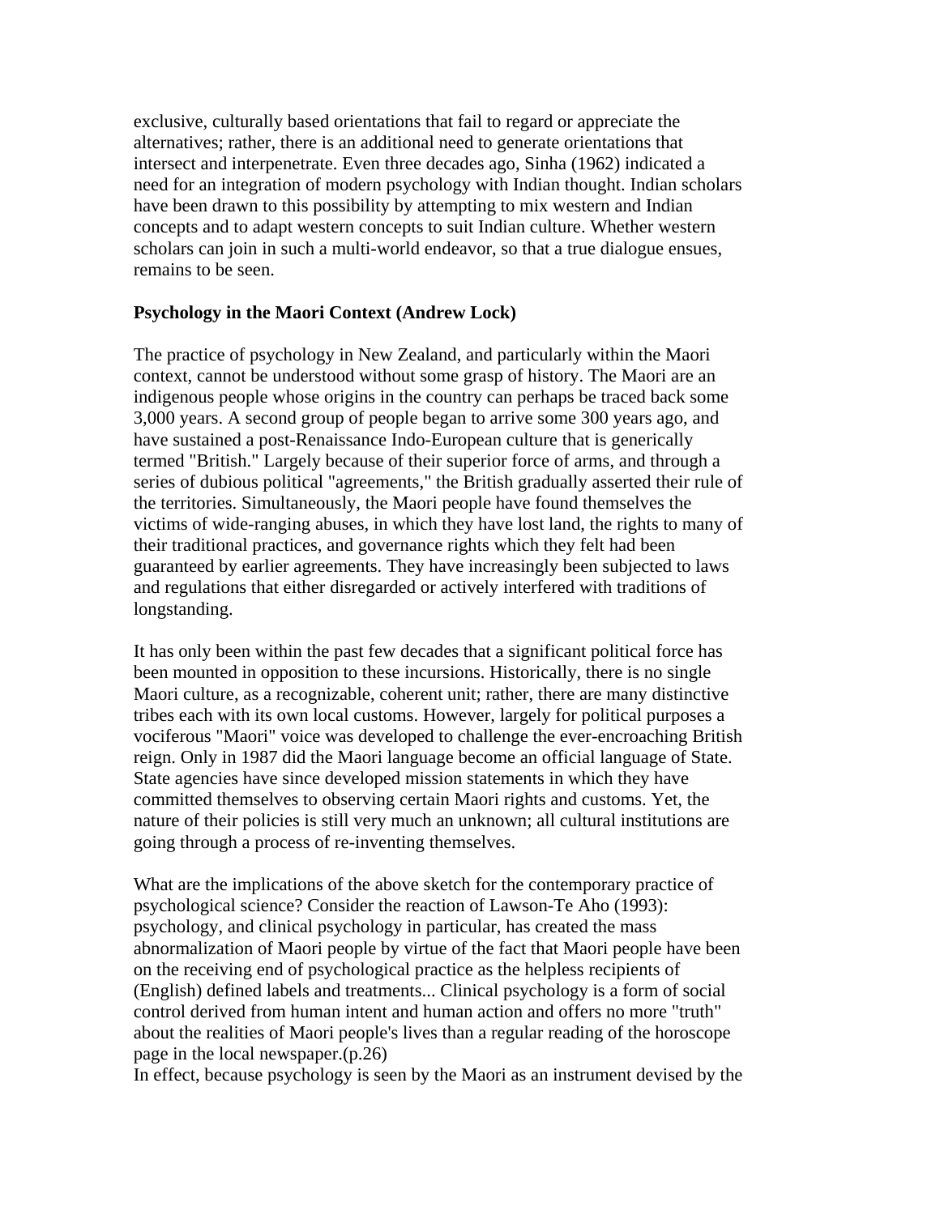exclusive, culturally based orientations that fail to regard or appreciate the alternatives; rather, there is an additional need to generate orientations that intersect and interpenetrate. Even three decades ago, Sinha (1962) indicated a need for an integration of modern psychology with Indian thought. Indian scholars have been drawn to this possibility by attempting to mix western and Indian concepts and to adapt western concepts to suit Indian culture. Whether western scholars can join in such a multi-world endeavor, so that a true dialogue ensues, remains to be seen.

**Psychology in the Maori Context (Andrew Lock)**

The practice of psychology in New Zealand, and particularly within the Maori context, cannot be understood without some grasp of history. The Maori are an indigenous people whose origins in the country can perhaps be traced back some 3,000 years. A second group of people began to arrive some 300 years ago, and have sustained a post-Renaissance Indo-European culture that is generically termed "British." Largely because of their superior force of arms, and through a series of dubious political "agreements," the British gradually asserted their rule of the territories. Simultaneously, the Maori people have found themselves the victims of wide-ranging abuses, in which they have lost land, the rights to many of their traditional practices, and governance rights which they felt had been guaranteed by earlier agreements. They have increasingly been subjected to laws and regulations that either disregarded or actively interfered with traditions of longstanding.

It has only been within the past few decades that a significant political force has been mounted in opposition to these incursions. Historically, there is no single Maori culture, as a recognizable, coherent unit; rather, there are many distinctive tribes each with its own local customs. However, largely for political purposes a vociferous "Maori" voice was developed to challenge the ever-encroaching British reign. Only in 1987 did the Maori language become an official language of State. State agencies have since developed mission statements in which they have committed themselves to observing certain Maori rights and customs. Yet, the nature of their policies is still very much an unknown; all cultural institutions are going through a process of re-inventing themselves.

What are the implications of the above sketch for the contemporary practice of psychological science? Consider the reaction of Lawson-Te Aho (1993): psychology, and clinical psychology in particular, has created the mass abnormalization of Maori people by virtue of the fact that Maori people have been on the receiving end of psychological practice as the helpless recipients of (English) defined labels and treatments... Clinical psychology is a form of social control derived from human intent and human action and offers no more "truth" about the realities of Maori people's lives than a regular reading of the horoscope page in the local newspaper.(p.26)

In effect, because psychology is seen by the Maori as an instrument devised by the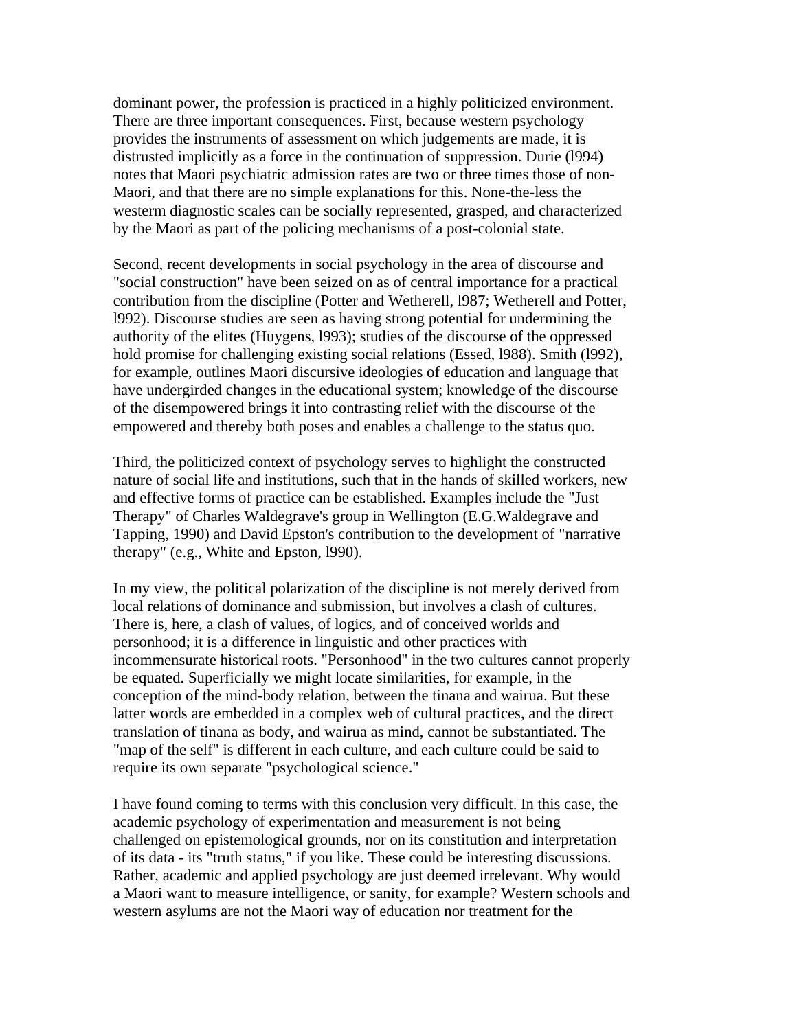dominant power, the profession is practiced in a highly politicized environment. There are three important consequences. First, because western psychology provides the instruments of assessment on which judgements are made, it is distrusted implicitly as a force in the continuation of suppression. Durie (l994) notes that Maori psychiatric admission rates are two or three times those of non-Maori, and that there are no simple explanations for this. None-the-less the westerm diagnostic scales can be socially represented, grasped, and characterized by the Maori as part of the policing mechanisms of a post-colonial state.

Second, recent developments in social psychology in the area of discourse and "social construction" have been seized on as of central importance for a practical contribution from the discipline (Potter and Wetherell, l987; Wetherell and Potter, l992). Discourse studies are seen as having strong potential for undermining the authority of the elites (Huygens, l993); studies of the discourse of the oppressed hold promise for challenging existing social relations (Essed, l988). Smith (l992), for example, outlines Maori discursive ideologies of education and language that have undergirded changes in the educational system; knowledge of the discourse of the disempowered brings it into contrasting relief with the discourse of the empowered and thereby both poses and enables a challenge to the status quo.

Third, the politicized context of psychology serves to highlight the constructed nature of social life and institutions, such that in the hands of skilled workers, new and effective forms of practice can be established. Examples include the "Just Therapy" of Charles Waldegrave's group in Wellington (E.G.Waldegrave and Tapping, 1990) and David Epston's contribution to the development of "narrative therapy" (e.g., White and Epston, l990).

In my view, the political polarization of the discipline is not merely derived from local relations of dominance and submission, but involves a clash of cultures. There is, here, a clash of values, of logics, and of conceived worlds and personhood; it is a difference in linguistic and other practices with incommensurate historical roots. "Personhood" in the two cultures cannot properly be equated. Superficially we might locate similarities, for example, in the conception of the mind-body relation, between the tinana and wairua. But these latter words are embedded in a complex web of cultural practices, and the direct translation of tinana as body, and wairua as mind, cannot be substantiated. The "map of the self" is different in each culture, and each culture could be said to require its own separate "psychological science."

I have found coming to terms with this conclusion very difficult. In this case, the academic psychology of experimentation and measurement is not being challenged on epistemological grounds, nor on its constitution and interpretation of its data - its "truth status," if you like. These could be interesting discussions. Rather, academic and applied psychology are just deemed irrelevant. Why would a Maori want to measure intelligence, or sanity, for example? Western schools and western asylums are not the Maori way of education nor treatment for the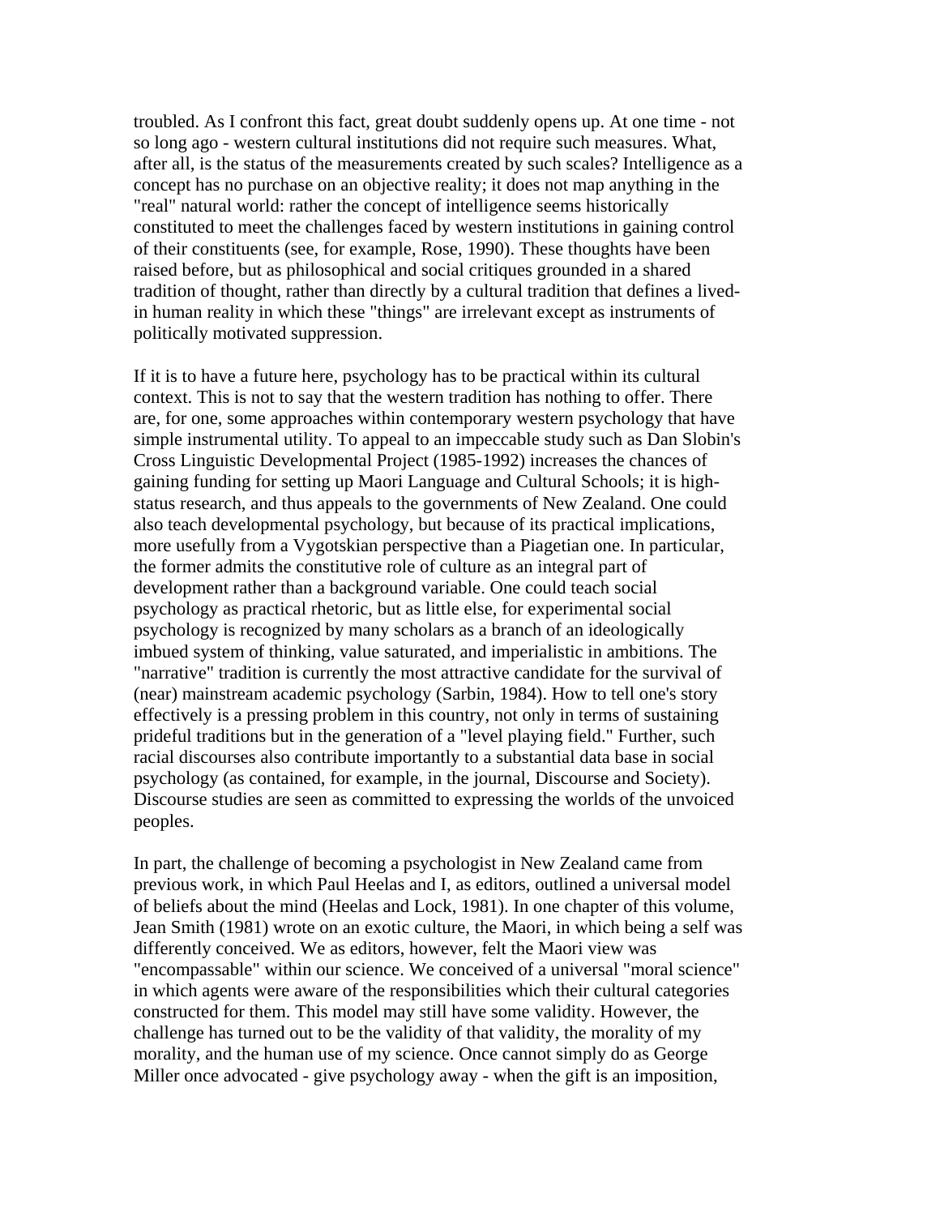troubled. As I confront this fact, great doubt suddenly opens up. At one time - not so long ago - western cultural institutions did not require such measures. What, after all, is the status of the measurements created by such scales? Intelligence as a concept has no purchase on an objective reality; it does not map anything in the "real" natural world: rather the concept of intelligence seems historically constituted to meet the challenges faced by western institutions in gaining control of their constituents (see, for example, Rose, 1990). These thoughts have been raised before, but as philosophical and social critiques grounded in a shared tradition of thought, rather than directly by a cultural tradition that defines a lived-in human reality in which these "things" are irrelevant except as instruments of politically motivated suppression.

If it is to have a future here, psychology has to be practical within its cultural context. This is not to say that the western tradition has nothing to offer. There are, for one, some approaches within contemporary western psychology that have simple instrumental utility. To appeal to an impeccable study such as Dan Slobin's Cross Linguistic Developmental Project (1985-1992) increases the chances of gaining funding for setting up Maori Language and Cultural Schools; it is high-status research, and thus appeals to the governments of New Zealand. One could also teach developmental psychology, but because of its practical implications, more usefully from a Vygotskian perspective than a Piagetian one. In particular, the former admits the constitutive role of culture as an integral part of development rather than a background variable. One could teach social psychology as practical rhetoric, but as little else, for experimental social psychology is recognized by many scholars as a branch of an ideologically imbued system of thinking, value saturated, and imperialistic in ambitions. The "narrative" tradition is currently the most attractive candidate for the survival of (near) mainstream academic psychology (Sarbin, 1984). How to tell one's story effectively is a pressing problem in this country, not only in terms of sustaining prideful traditions but in the generation of a "level playing field." Further, such racial discourses also contribute importantly to a substantial data base in social psychology (as contained, for example, in the journal, Discourse and Society). Discourse studies are seen as committed to expressing the worlds of the unvoiced peoples.

In part, the challenge of becoming a psychologist in New Zealand came from previous work, in which Paul Heelas and I, as editors, outlined a universal model of beliefs about the mind (Heelas and Lock, 1981). In one chapter of this volume, Jean Smith (1981) wrote on an exotic culture, the Maori, in which being a self was differently conceived. We as editors, however, felt the Maori view was "encompassable" within our science. We conceived of a universal "moral science" in which agents were aware of the responsibilities which their cultural categories constructed for them. This model may still have some validity. However, the challenge has turned out to be the validity of that validity, the morality of my morality, and the human use of my science. Once cannot simply do as George Miller once advocated - give psychology away - when the gift is an imposition,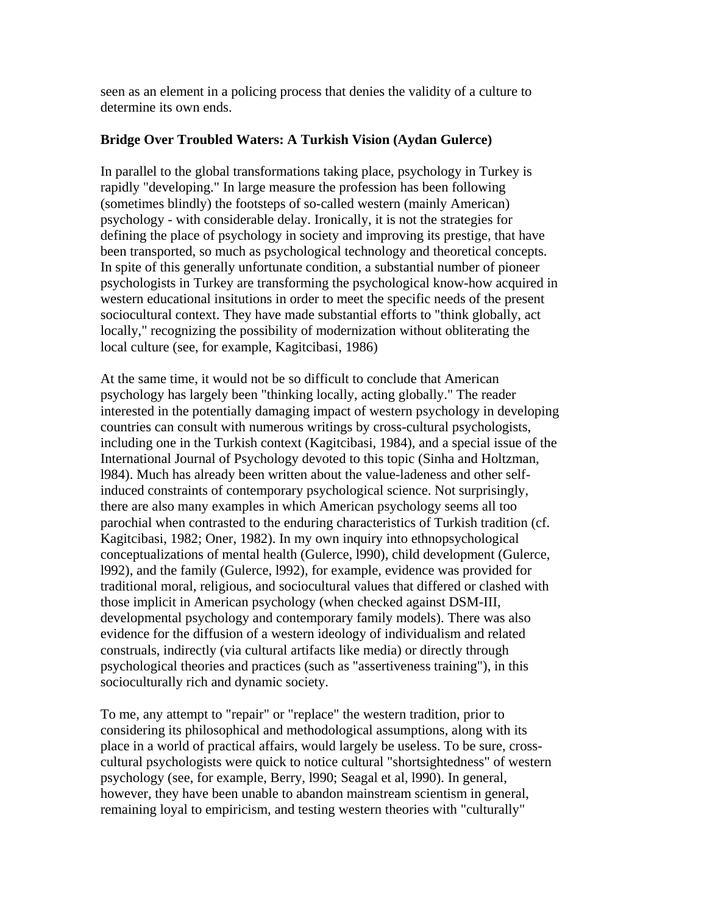seen as an element in a policing process that denies the validity of a culture to determine its own ends.

### Bridge Over Troubled Waters: A Turkish Vision (Aydan Gulerce)

In parallel to the global transformations taking place, psychology in Turkey is rapidly "developing." In large measure the profession has been following (sometimes blindly) the footsteps of so-called western (mainly American) psychology - with considerable delay. Ironically, it is not the strategies for defining the place of psychology in society and improving its prestige, that have been transported, so much as psychological technology and theoretical concepts. In spite of this generally unfortunate condition, a substantial number of pioneer psychologists in Turkey are transforming the psychological know-how acquired in western educational insitutions in order to meet the specific needs of the present sociocultural context. They have made substantial efforts to "think globally, act locally," recognizing the possibility of modernization without obliterating the local culture (see, for example, Kagitcibasi, 1986)

At the same time, it would not be so difficult to conclude that American psychology has largely been "thinking locally, acting globally." The reader interested in the potentially damaging impact of western psychology in developing countries can consult with numerous writings by cross-cultural psychologists, including one in the Turkish context (Kagitcibasi, 1984), and a special issue of the International Journal of Psychology devoted to this topic (Sinha and Holtzman, l984). Much has already been written about the value-ladeness and other self-induced constraints of contemporary psychological science. Not surprisingly, there are also many examples in which American psychology seems all too parochial when contrasted to the enduring characteristics of Turkish tradition (cf. Kagitcibasi, 1982; Oner, 1982). In my own inquiry into ethnopsychological conceptualizations of mental health (Gulerce, l990), child development (Gulerce, l992), and the family (Gulerce, l992), for example, evidence was provided for traditional moral, religious, and sociocultural values that differed or clashed with those implicit in American psychology (when checked against DSM-III, developmental psychology and contemporary family models). There was also evidence for the diffusion of a western ideology of individualism and related construals, indirectly (via cultural artifacts like media) or directly through psychological theories and practices (such as "assertiveness training"), in this socioculturally rich and dynamic society.

To me, any attempt to "repair" or "replace" the western tradition, prior to considering its philosophical and methodological assumptions, along with its place in a world of practical affairs, would largely be useless. To be sure, cross-cultural psychologists were quick to notice cultural "shortsightedness" of western psychology (see, for example, Berry, l990; Seagal et al, l990). In general, however, they have been unable to abandon mainstream scientism in general, remaining loyal to empiricism, and testing western theories with "culturally"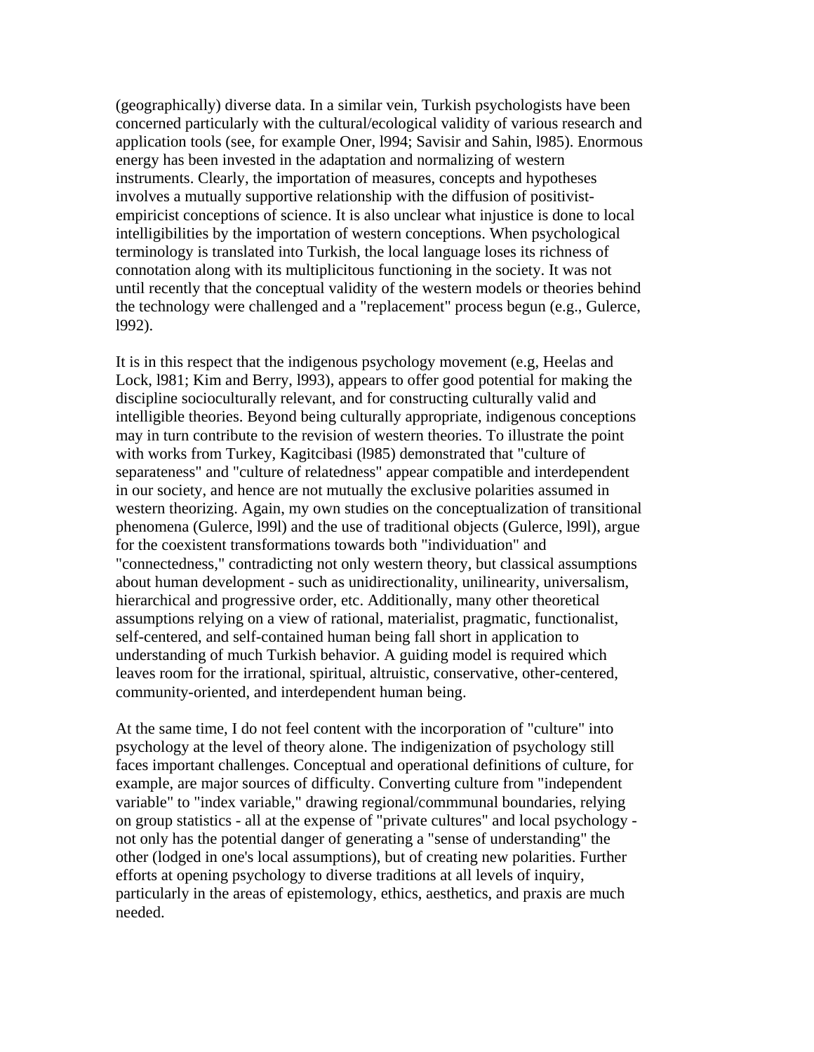(geographically) diverse data. In a similar vein, Turkish psychologists have been concerned particularly with the cultural/ecological validity of various research and application tools (see, for example Oner, l994; Savisir and Sahin, l985). Enormous energy has been invested in the adaptation and normalizing of western instruments. Clearly, the importation of measures, concepts and hypotheses involves a mutually supportive relationship with the diffusion of positivist-empiricist conceptions of science. It is also unclear what injustice is done to local intelligibilities by the importation of western conceptions. When psychological terminology is translated into Turkish, the local language loses its richness of connotation along with its multiplicitous functioning in the society. It was not until recently that the conceptual validity of the western models or theories behind the technology were challenged and a "replacement" process begun (e.g., Gulerce, l992).

It is in this respect that the indigenous psychology movement (e.g, Heelas and Lock, l981; Kim and Berry, l993), appears to offer good potential for making the discipline socioculturally relevant, and for constructing culturally valid and intelligible theories. Beyond being culturally appropriate, indigenous conceptions may in turn contribute to the revision of western theories. To illustrate the point with works from Turkey, Kagitcibasi (l985) demonstrated that "culture of separateness" and "culture of relatedness" appear compatible and interdependent in our society, and hence are not mutually the exclusive polarities assumed in western theorizing. Again, my own studies on the conceptualization of transitional phenomena (Gulerce, l99l) and the use of traditional objects (Gulerce, l99l), argue for the coexistent transformations towards both "individuation" and "connectedness," contradicting not only western theory, but classical assumptions about human development - such as unidirectionality, unilinearity, universalism, hierarchical and progressive order, etc. Additionally, many other theoretical assumptions relying on a view of rational, materialist, pragmatic, functionalist, self-centered, and self-contained human being fall short in application to understanding of much Turkish behavior. A guiding model is required which leaves room for the irrational, spiritual, altruistic, conservative, other-centered, community-oriented, and interdependent human being.

At the same time, I do not feel content with the incorporation of "culture" into psychology at the level of theory alone. The indigenization of psychology still faces important challenges. Conceptual and operational definitions of culture, for example, are major sources of difficulty. Converting culture from "independent variable" to "index variable," drawing regional/commmunal boundaries, relying on group statistics - all at the expense of "private cultures" and local psychology - not only has the potential danger of generating a "sense of understanding" the other (lodged in one's local assumptions), but of creating new polarities. Further efforts at opening psychology to diverse traditions at all levels of inquiry, particularly in the areas of epistemology, ethics, aesthetics, and praxis are much needed.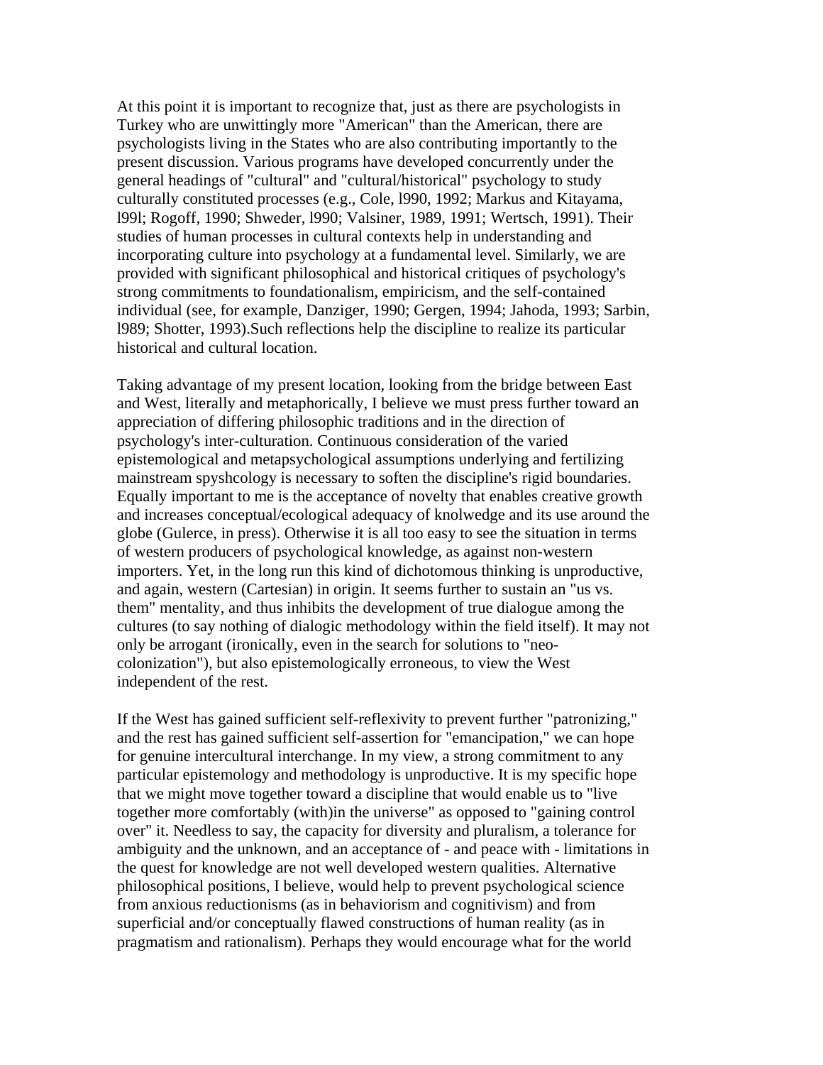At this point it is important to recognize that, just as there are psychologists in Turkey who are unwittingly more "American" than the American, there are psychologists living in the States who are also contributing importantly to the present discussion. Various programs have developed concurrently under the general headings of "cultural" and "cultural/historical" psychology to study culturally constituted processes (e.g., Cole, l990, 1992; Markus and Kitayama, l99l; Rogoff, 1990; Shweder, l990; Valsiner, 1989, 1991; Wertsch, 1991). Their studies of human processes in cultural contexts help in understanding and incorporating culture into psychology at a fundamental level. Similarly, we are provided with significant philosophical and historical critiques of psychology's strong commitments to foundationalism, empiricism, and the self-contained individual (see, for example, Danziger, 1990; Gergen, 1994; Jahoda, 1993; Sarbin, l989; Shotter, 1993).Such reflections help the discipline to realize its particular historical and cultural location.

Taking advantage of my present location, looking from the bridge between East and West, literally and metaphorically, I believe we must press further toward an appreciation of differing philosophic traditions and in the direction of psychology's inter-culturation. Continuous consideration of the varied epistemological and metapsychological assumptions underlying and fertilizing mainstream spyshcology is necessary to soften the discipline's rigid boundaries. Equally important to me is the acceptance of novelty that enables creative growth and increases conceptual/ecological adequacy of knolwedge and its use around the globe (Gulerce, in press). Otherwise it is all too easy to see the situation in terms of western producers of psychological knowledge, as against non-western importers. Yet, in the long run this kind of dichotomous thinking is unproductive, and again, western (Cartesian) in origin. It seems further to sustain an "us vs. them" mentality, and thus inhibits the development of true dialogue among the cultures (to say nothing of dialogic methodology within the field itself). It may not only be arrogant (ironically, even in the search for solutions to "neo-colonization"), but also epistemologically erroneous, to view the West independent of the rest.

If the West has gained sufficient self-reflexivity to prevent further "patronizing," and the rest has gained sufficient self-assertion for "emancipation," we can hope for genuine intercultural interchange. In my view, a strong commitment to any particular epistemology and methodology is unproductive. It is my specific hope that we might move together toward a discipline that would enable us to "live together more comfortably (with)in the universe" as opposed to "gaining control over" it. Needless to say, the capacity for diversity and pluralism, a tolerance for ambiguity and the unknown, and an acceptance of - and peace with - limitations in the quest for knowledge are not well developed western qualities. Alternative philosophical positions, I believe, would help to prevent psychological science from anxious reductionisms (as in behaviorism and cognitivism) and from superficial and/or conceptually flawed constructions of human reality (as in pragmatism and rationalism). Perhaps they would encourage what for the world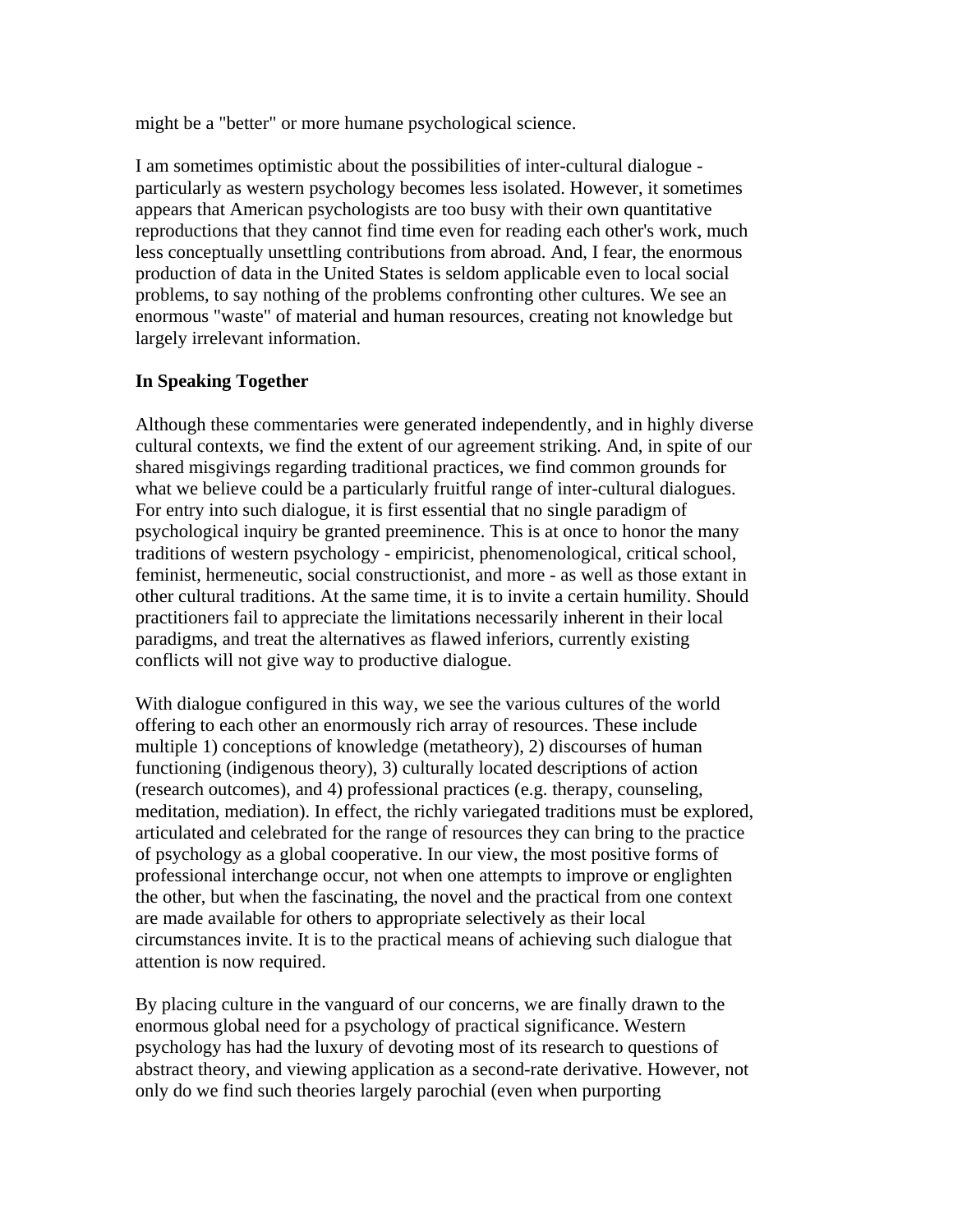might be a "better" or more humane psychological science.

I am sometimes optimistic about the possibilities of inter-cultural dialogue - particularly as western psychology becomes less isolated. However, it sometimes appears that American psychologists are too busy with their own quantitative reproductions that they cannot find time even for reading each other's work, much less conceptually unsettling contributions from abroad. And, I fear, the enormous production of data in the United States is seldom applicable even to local social problems, to say nothing of the problems confronting other cultures. We see an enormous "waste" of material and human resources, creating not knowledge but largely irrelevant information.

**In Speaking Together**

Although these commentaries were generated independently, and in highly diverse cultural contexts, we find the extent of our agreement striking. And, in spite of our shared misgivings regarding traditional practices, we find common grounds for what we believe could be a particularly fruitful range of inter-cultural dialogues. For entry into such dialogue, it is first essential that no single paradigm of psychological inquiry be granted preeminence. This is at once to honor the many traditions of western psychology - empiricist, phenomenological, critical school, feminist, hermeneutic, social constructionist, and more - as well as those extant in other cultural traditions. At the same time, it is to invite a certain humility. Should practitioners fail to appreciate the limitations necessarily inherent in their local paradigms, and treat the alternatives as flawed inferiors, currently existing conflicts will not give way to productive dialogue.

With dialogue configured in this way, we see the various cultures of the world offering to each other an enormously rich array of resources. These include multiple 1) conceptions of knowledge (metatheory), 2) discourses of human functioning (indigenous theory), 3) culturally located descriptions of action (research outcomes), and 4) professional practices (e.g. therapy, counseling, meditation, mediation). In effect, the richly variegated traditions must be explored, articulated and celebrated for the range of resources they can bring to the practice of psychology as a global cooperative. In our view, the most positive forms of professional interchange occur, not when one attempts to improve or englighten the other, but when the fascinating, the novel and the practical from one context are made available for others to appropriate selectively as their local circumstances invite. It is to the practical means of achieving such dialogue that attention is now required.

By placing culture in the vanguard of our concerns, we are finally drawn to the enormous global need for a psychology of practical significance. Western psychology has had the luxury of devoting most of its research to questions of abstract theory, and viewing application as a second-rate derivative. However, not only do we find such theories largely parochial (even when purporting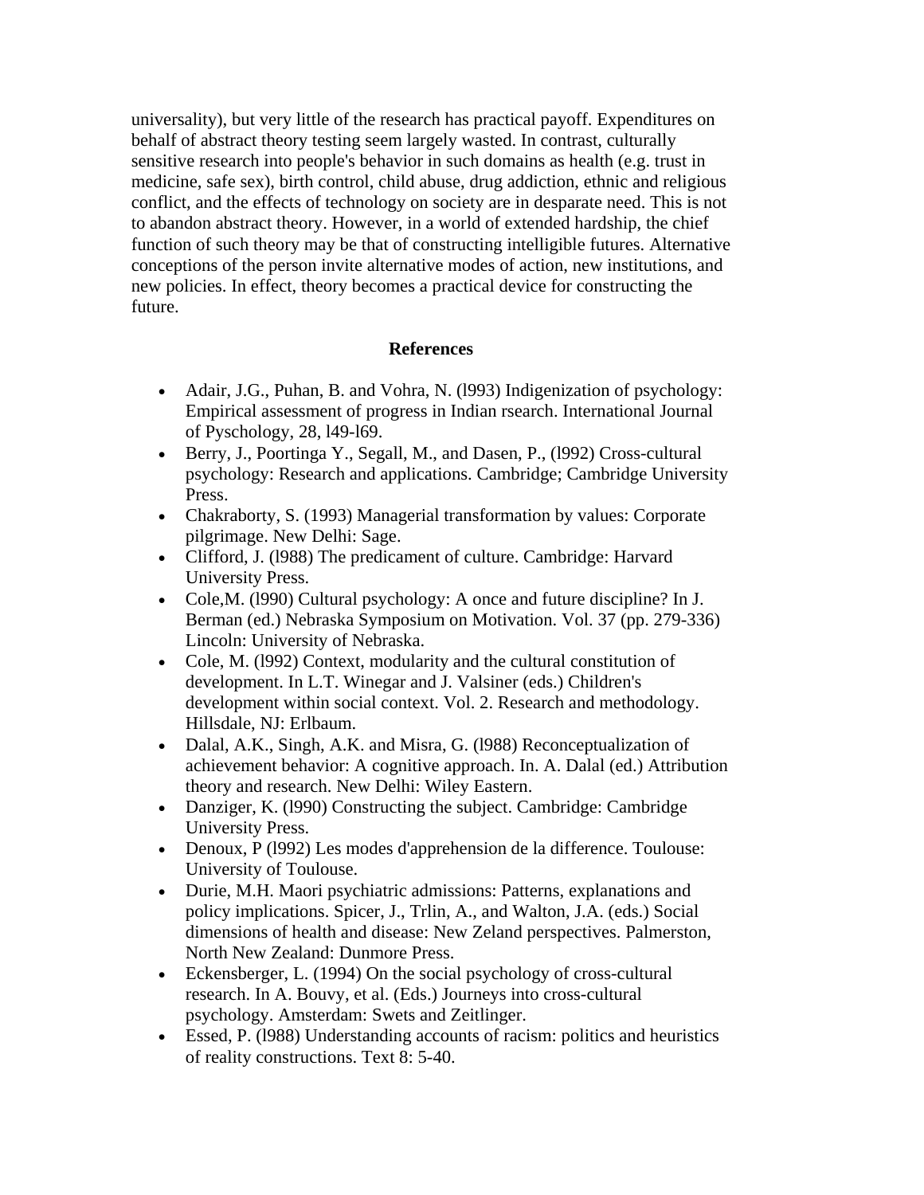universality), but very little of the research has practical payoff. Expenditures on behalf of abstract theory testing seem largely wasted. In contrast, culturally sensitive research into people's behavior in such domains as health (e.g. trust in medicine, safe sex), birth control, child abuse, drug addiction, ethnic and religious conflict, and the effects of technology on society are in desparate need. This is not to abandon abstract theory. However, in a world of extended hardship, the chief function of such theory may be that of constructing intelligible futures. Alternative conceptions of the person invite alternative modes of action, new institutions, and new policies. In effect, theory becomes a practical device for constructing the future.

## References

- Adair, J.G., Puhan, B. and Vohra, N. (l993) Indigenization of psychology: Empirical assessment of progress in Indian rsearch. International Journal of Pyschology, 28, l49-l69.
- Berry, J., Poortinga Y., Segall, M., and Dasen, P., (l992) Cross-cultural psychology: Research and applications. Cambridge; Cambridge University Press.
- Chakraborty, S. (1993) Managerial transformation by values: Corporate pilgrimage. New Delhi: Sage.
- Clifford, J. (l988) The predicament of culture. Cambridge: Harvard University Press.
- Cole,M. (l990) Cultural psychology: A once and future discipline? In J. Berman (ed.) Nebraska Symposium on Motivation. Vol. 37 (pp. 279-336) Lincoln: University of Nebraska.
- Cole, M. (l992) Context, modularity and the cultural constitution of development. In L.T. Winegar and J. Valsiner (eds.) Children's development within social context. Vol. 2. Research and methodology. Hillsdale, NJ: Erlbaum.
- Dalal, A.K., Singh, A.K. and Misra, G. (l988) Reconceptualization of achievement behavior: A cognitive approach. In. A. Dalal (ed.) Attribution theory and research. New Delhi: Wiley Eastern.
- Danziger, K. (l990) Constructing the subject. Cambridge: Cambridge University Press.
- Denoux, P (l992) Les modes d'apprehension de la difference. Toulouse: University of Toulouse.
- Durie, M.H. Maori psychiatric admissions: Patterns, explanations and policy implications. Spicer, J., Trlin, A., and Walton, J.A. (eds.) Social dimensions of health and disease: New Zeland perspectives. Palmerston, North New Zealand: Dunmore Press.
- Eckensberger, L. (1994) On the social psychology of cross-cultural research. In A. Bouvy, et al. (Eds.) Journeys into cross-cultural psychology. Amsterdam: Swets and Zeitlinger.
- Essed, P. (l988) Understanding accounts of racism: politics and heuristics of reality constructions. Text 8: 5-40.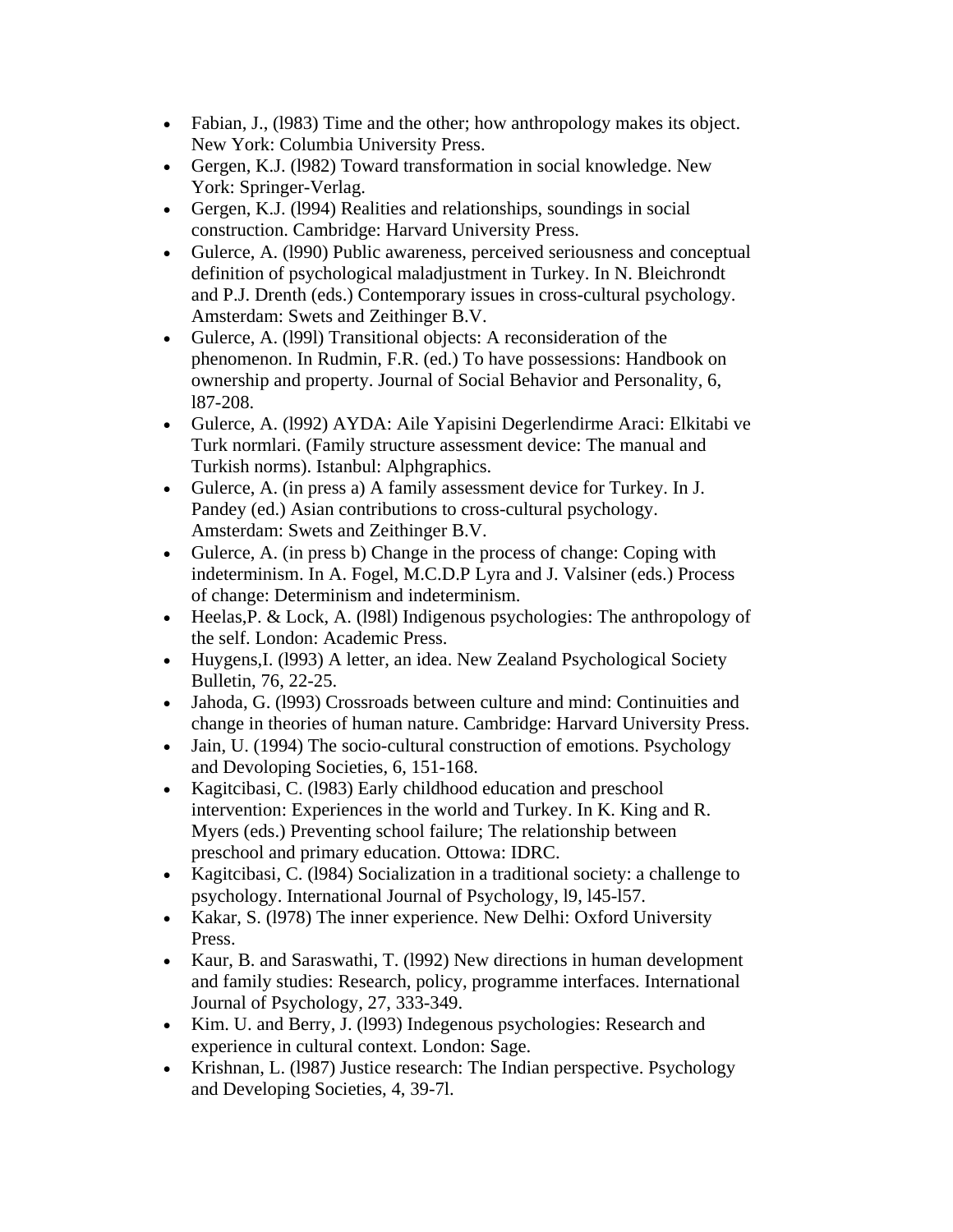- Fabian, J., (l983) Time and the other; how anthropology makes its object. New York: Columbia University Press.
- Gergen, K.J. (l982) Toward transformation in social knowledge. New York: Springer-Verlag.
- Gergen, K.J. (l994) Realities and relationships, soundings in social construction. Cambridge: Harvard University Press.
- Gulerce, A. (l990) Public awareness, perceived seriousness and conceptual definition of psychological maladjustment in Turkey. In N. Bleichrondt and P.J. Drenth (eds.) Contemporary issues in cross-cultural psychology. Amsterdam: Swets and Zeithinger B.V.
- Gulerce, A. (l99l) Transitional objects: A reconsideration of the phenomenon. In Rudmin, F.R. (ed.) To have possessions: Handbook on ownership and property. Journal of Social Behavior and Personality, 6, l87-208.
- Gulerce, A. (l992) AYDA: Aile Yapisini Degerlendirme Araci: Elkitabi ve Turk normlari. (Family structure assessment device: The manual and Turkish norms). Istanbul: Alphgraphics.
- Gulerce, A. (in press a) A family assessment device for Turkey. In J. Pandey (ed.) Asian contributions to cross-cultural psychology. Amsterdam: Swets and Zeithinger B.V.
- Gulerce, A. (in press b) Change in the process of change: Coping with indeterminism. In A. Fogel, M.C.D.P Lyra and J. Valsiner (eds.) Process of change: Determinism and indeterminism.
- Heelas,P. & Lock, A. (l98l) Indigenous psychologies: The anthropology of the self. London: Academic Press.
- Huygens,I. (l993) A letter, an idea. New Zealand Psychological Society Bulletin, 76, 22-25.
- Jahoda, G. (l993) Crossroads between culture and mind: Continuities and change in theories of human nature. Cambridge: Harvard University Press.
- Jain, U. (1994) The socio-cultural construction of emotions. Psychology and Devoloping Societies, 6, 151-168.
- Kagitcibasi, C. (l983) Early childhood education and preschool intervention: Experiences in the world and Turkey. In K. King and R. Myers (eds.) Preventing school failure; The relationship between preschool and primary education. Ottowa: IDRC.
- Kagitcibasi, C. (l984) Socialization in a traditional society: a challenge to psychology. International Journal of Psychology, l9, l45-l57.
- Kakar, S. (l978) The inner experience. New Delhi: Oxford University Press.
- Kaur, B. and Saraswathi, T. (l992) New directions in human development and family studies: Research, policy, programme interfaces. International Journal of Psychology, 27, 333-349.
- Kim. U. and Berry, J. (l993) Indegenous psychologies: Research and experience in cultural context. London: Sage.
- Krishnan, L. (l987) Justice research: The Indian perspective. Psychology and Developing Societies, 4, 39-7l.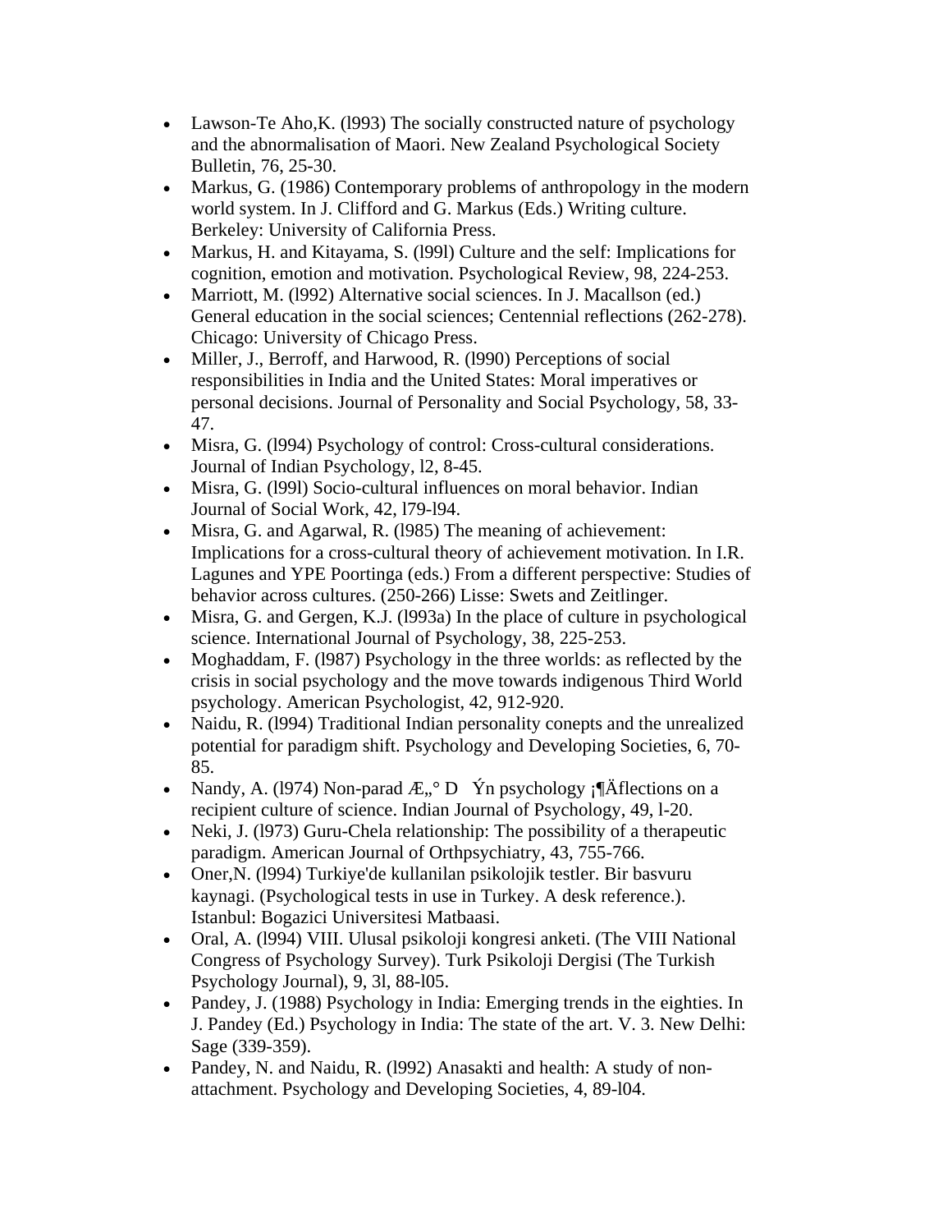- Lawson-Te Aho,K. (l993) The socially constructed nature of psychology and the abnormalisation of Maori. New Zealand Psychological Society Bulletin, 76, 25-30.
- Markus, G. (1986) Contemporary problems of anthropology in the modern world system. In J. Clifford and G. Markus (Eds.) Writing culture. Berkeley: University of California Press.
- Markus, H. and Kitayama, S. (l99l) Culture and the self: Implications for cognition, emotion and motivation. Psychological Review, 98, 224-253.
- Marriott, M. (l992) Alternative social sciences. In J. Macallson (ed.) General education in the social sciences; Centennial reflections (262-278). Chicago: University of Chicago Press.
- Miller, J., Berroff, and Harwood, R. (l990) Perceptions of social responsibilities in India and the United States: Moral imperatives or personal decisions. Journal of Personality and Social Psychology, 58, 33-47.
- Misra, G. (l994) Psychology of control: Cross-cultural considerations. Journal of Indian Psychology, l2, 8-45.
- Misra, G. (l99l) Socio-cultural influences on moral behavior. Indian Journal of Social Work, 42, l79-l94.
- Misra, G. and Agarwal, R. (l985) The meaning of achievement: Implications for a cross-cultural theory of achievement motivation. In I.R. Lagunes and YPE Poortinga (eds.) From a different perspective: Studies of behavior across cultures. (250-266) Lisse: Swets and Zeitlinger.
- Misra, G. and Gergen, K.J. (l993a) In the place of culture in psychological science. International Journal of Psychology, 38, 225-253.
- Moghaddam, F. (l987) Psychology in the three worlds: as reflected by the crisis in social psychology and the move towards indigenous Third World psychology. American Psychologist, 42, 912-920.
- Naidu, R. (l994) Traditional Indian personality conepts and the unrealized potential for paradigm shift. Psychology and Developing Societies, 6, 70-85.
- Nandy, A. (l974) Non-parad Æ„° D Ýn psychology ¡¶Äflections on a recipient culture of science. Indian Journal of Psychology, 49, l-20.
- Neki, J. (l973) Guru-Chela relationship: The possibility of a therapeutic paradigm. American Journal of Orthpsychiatry, 43, 755-766.
- Oner,N. (l994) Turkiye'de kullanilan psikolojik testler. Bir basvuru kaynagi. (Psychological tests in use in Turkey. A desk reference.). Istanbul: Bogazici Universitesi Matbaasi.
- Oral, A. (l994) VIII. Ulusal psikoloji kongresi anketi. (The VIII National Congress of Psychology Survey). Turk Psikoloji Dergisi (The Turkish Psychology Journal), 9, 3l, 88-l05.
- Pandey, J. (1988) Psychology in India: Emerging trends in the eighties. In J. Pandey (Ed.) Psychology in India: The state of the art. V. 3. New Delhi: Sage (339-359).
- Pandey, N. and Naidu, R. (l992) Anasakti and health: A study of non-attachment. Psychology and Developing Societies, 4, 89-l04.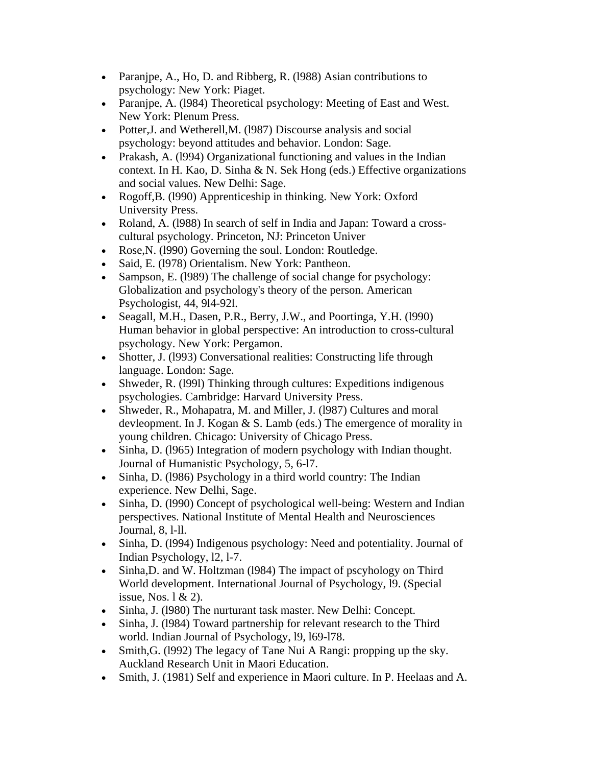- Paranjpe, A., Ho, D. and Ribberg, R. (l988) Asian contributions to psychology: New York: Piaget.
- Paranjpe, A. (l984) Theoretical psychology: Meeting of East and West. New York: Plenum Press.
- Potter,J. and Wetherell,M. (l987) Discourse analysis and social psychology: beyond attitudes and behavior. London: Sage.
- Prakash, A. (l994) Organizational functioning and values in the Indian context. In H. Kao, D. Sinha & N. Sek Hong (eds.) Effective organizations and social values. New Delhi: Sage.
- Rogoff,B. (l990) Apprenticeship in thinking. New York: Oxford University Press.
- Roland, A. (l988) In search of self in India and Japan: Toward a cross-cultural psychology. Princeton, NJ: Princeton Univer
- Rose,N. (l990) Governing the soul. London: Routledge.
- Said, E. (l978) Orientalism. New York: Pantheon.
- Sampson, E. (l989) The challenge of social change for psychology: Globalization and psychology's theory of the person. American Psychologist, 44, 9l4-92l.
- Seagall, M.H., Dasen, P.R., Berry, J.W., and Poortinga, Y.H. (l990) Human behavior in global perspective: An introduction to cross-cultural psychology. New York: Pergamon.
- Shotter, J. (l993) Conversational realities: Constructing life through language. London: Sage.
- Shweder, R. (l99l) Thinking through cultures: Expeditions indigenous psychologies. Cambridge: Harvard University Press.
- Shweder, R., Mohapatra, M. and Miller, J. (l987) Cultures and moral devleopment. In J. Kogan & S. Lamb (eds.) The emergence of morality in young children. Chicago: University of Chicago Press.
- Sinha, D. (l965) Integration of modern psychology with Indian thought. Journal of Humanistic Psychology, 5, 6-l7.
- Sinha, D. (l986) Psychology in a third world country: The Indian experience. New Delhi, Sage.
- Sinha, D. (l990) Concept of psychological well-being: Western and Indian perspectives. National Institute of Mental Health and Neurosciences Journal, 8, l-ll.
- Sinha, D. (l994) Indigenous psychology: Need and potentiality. Journal of Indian Psychology, l2, l-7.
- Sinha,D. and W. Holtzman (l984) The impact of pscyhology on Third World development. International Journal of Psychology, l9. (Special issue, Nos. l & 2).
- Sinha, J. (l980) The nurturant task master. New Delhi: Concept.
- Sinha, J. (l984) Toward partnership for relevant research to the Third world. Indian Journal of Psychology, l9, l69-l78.
- Smith,G. (l992) The legacy of Tane Nui A Rangi: propping up the sky. Auckland Research Unit in Maori Education.
- Smith, J. (1981) Self and experience in Maori culture. In P. Heelaas and A.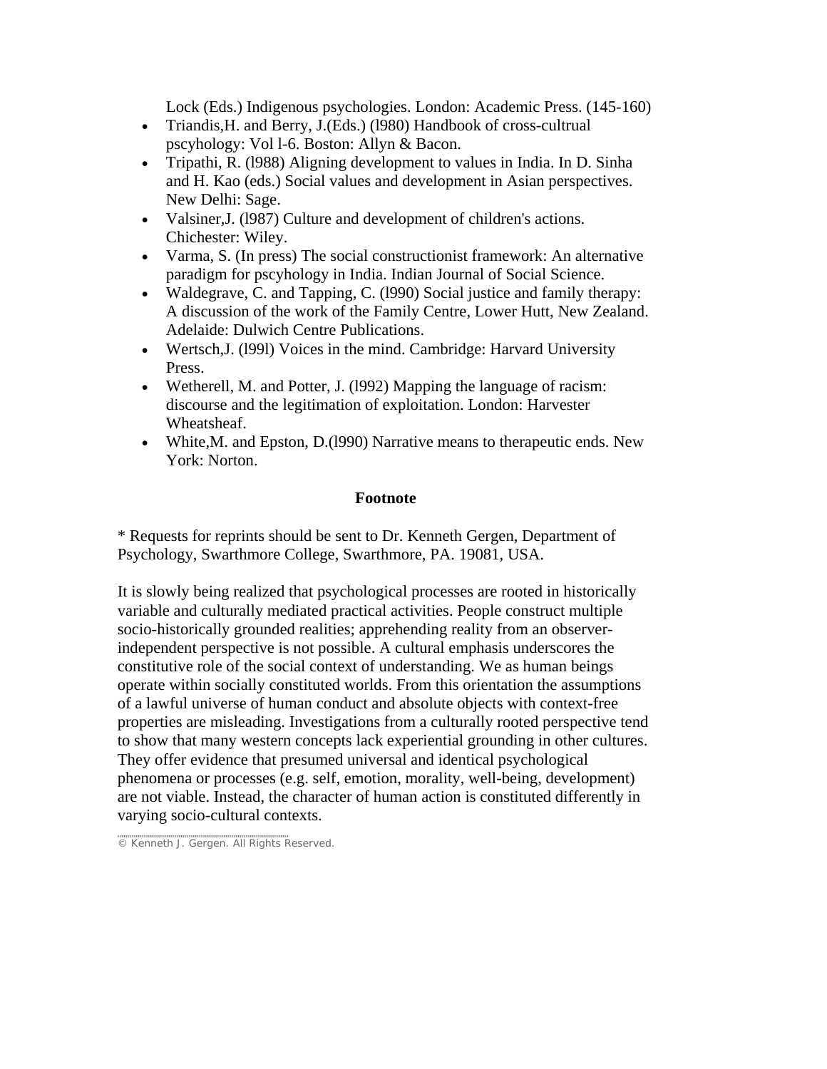Lock (Eds.) Indigenous psychologies. London: Academic Press. (145-160)

- Triandis,H. and Berry, J.(Eds.) (l980) Handbook of cross-cultrual pscyhology: Vol l-6. Boston: Allyn & Bacon.
- Tripathi, R. (l988) Aligning development to values in India. In D. Sinha and H. Kao (eds.) Social values and development in Asian perspectives. New Delhi: Sage.
- Valsiner,J. (l987) Culture and development of children's actions. Chichester: Wiley.
- Varma, S. (In press) The social constructionist framework: An alternative paradigm for pscyhology in India. Indian Journal of Social Science.
- Waldegrave, C. and Tapping, C. (l990) Social justice and family therapy: A discussion of the work of the Family Centre, Lower Hutt, New Zealand. Adelaide: Dulwich Centre Publications.
- Wertsch,J. (l99l) Voices in the mind. Cambridge: Harvard University Press.
- Wetherell, M. and Potter, J. (l992) Mapping the language of racism: discourse and the legitimation of exploitation. London: Harvester Wheatsheaf.
- White,M. and Epston, D.(l990) Narrative means to therapeutic ends. New York: Norton.

### Footnote

* Requests for reprints should be sent to Dr. Kenneth Gergen, Department of Psychology, Swarthmore College, Swarthmore, PA. 19081, USA.

It is slowly being realized that psychological processes are rooted in historically variable and culturally mediated practical activities. People construct multiple socio-historically grounded realities; apprehending reality from an observer-independent perspective is not possible. A cultural emphasis underscores the constitutive role of the social context of understanding. We as human beings operate within socially constituted worlds. From this orientation the assumptions of a lawful universe of human conduct and absolute objects with context-free properties are misleading. Investigations from a culturally rooted perspective tend to show that many western concepts lack experiential grounding in other cultures. They offer evidence that presumed universal and identical psychological phenomena or processes (e.g. self, emotion, morality, well-being, development) are not viable. Instead, the character of human action is constituted differently in varying socio-cultural contexts.

© Kenneth J. Gergen. All Rights Reserved.